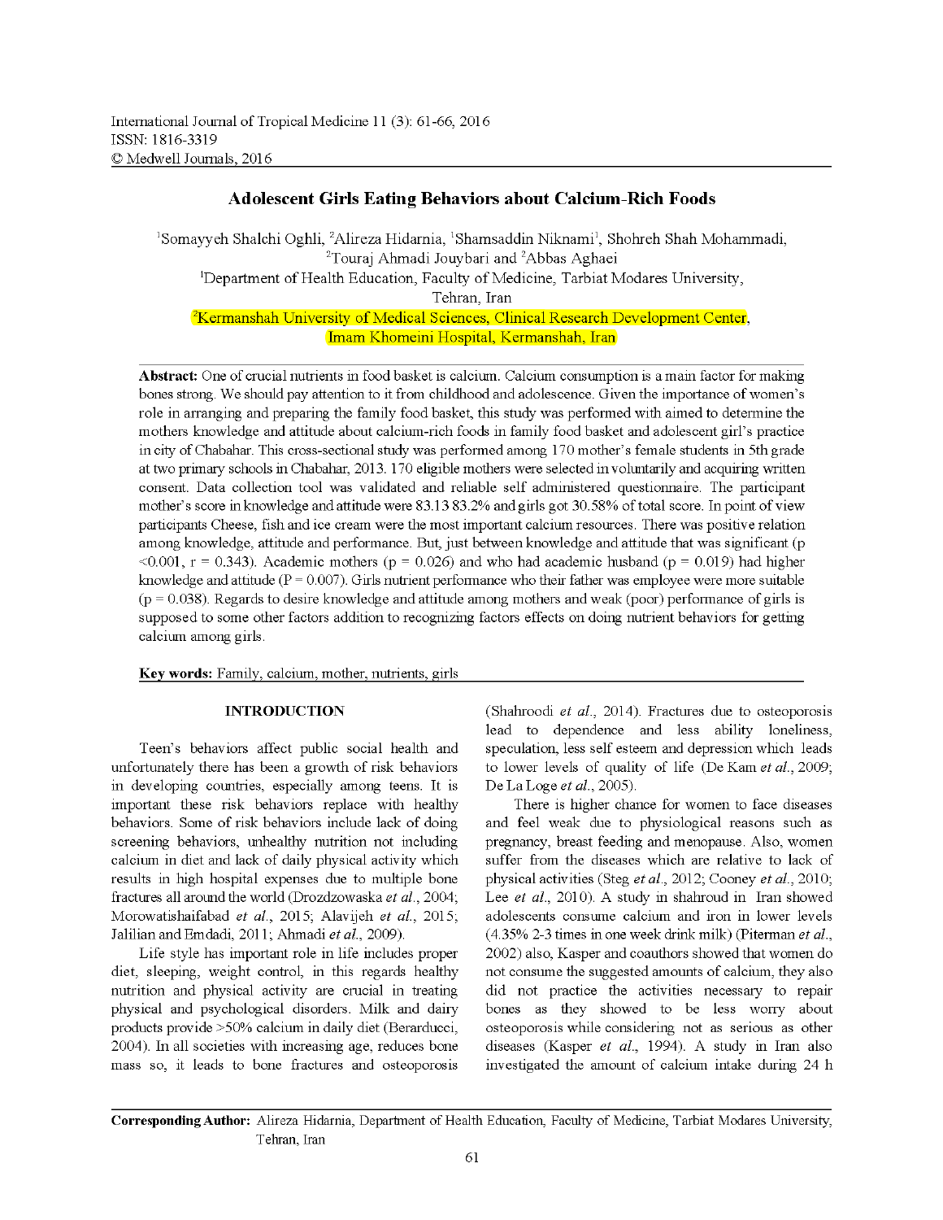International Journal of Tropical Medicine 11 (3): 61-66, 2016
ISSN: 1816-3319
© Medwell Journals, 2016

# Adolescent Girls Eating Behaviors about Calcium-Rich Foods

[1]Somayyeh Shalchi Oghli, [2]Alireza Hidarnia, [1]Shamsaddin Niknami[1], Shohreh Shah Mohammadi, [2]Touraj Ahmadi Jouybari and [2]Abbas Aghaei

[1]Department of Health Education, Faculty of Medicine, Tarbiat Modares University, Tehran, Iran

[2]Kermanshah University of Medical Sciences, Clinical Research Development Center, Imam Khomeini Hospital, Kermanshah, Iran

**Abstract:** One of crucial nutrients in food basket is calcium. Calcium consumption is a main factor for making bones strong. We should pay attention to it from childhood and adolescence. Given the importance of women's role in arranging and preparing the family food basket, this study was performed with aimed to determine the mothers knowledge and attitude about calcium-rich foods in family food basket and adolescent girl's practice in city of Chabahar. This cross-sectional study was performed among 170 mother's female students in 5th grade at two primary schools in Chabahar, 2013. 170 eligible mothers were selected in voluntarily and acquiring written consent. Data collection tool was validated and reliable self administered questionnaire. The participant mother's score in knowledge and attitude were 83.13 83.2% and girls got 30.58% of total score. In point of view participants Cheese, fish and ice cream were the most important calcium resources. There was positive relation among knowledge, attitude and performance. But, just between knowledge and attitude that was significant ($p < 0.001$, $r = 0.343$). Academic mothers ($p = 0.026$) and who had academic husband ($p = 0.019$) had higher knowledge and attitude ($P = 0.007$). Girls nutrient performance who their father was employee were more suitable ($p = 0.038$). Regards to desire knowledge and attitude among mothers and weak (poor) performance of girls is supposed to some other factors addition to recognizing factors effects on doing nutrient behaviors for getting calcium among girls.

**Key words:** Family, calcium, mother, nutrients, girls

## INTRODUCTION

Teen's behaviors affect public social health and unfortunately there has been a growth of risk behaviors in developing countries, especially among teens. It is important these risk behaviors replace with healthy behaviors. Some of risk behaviors include lack of doing screening behaviors, unhealthy nutrition not including calcium in diet and lack of daily physical activity which results in high hospital expenses due to multiple bone fractures all around the world (Drozdzowaska *et al*., 2004; Morowatishaifabad *et al*., 2015; Alavijeh *et al*., 2015; Jalilian and Emdadi, 2011; Ahmadi *et al*., 2009).

Life style has important role in life includes proper diet, sleeping, weight control, in this regards healthy nutrition and physical activity are crucial in treating physical and psychological disorders. Milk and dairy products provide >50% calcium in daily diet (Berarducci, 2004). In all societies with increasing age, reduces bone mass so, it leads to bone fractures and osteoporosis (Shahroodi *et al*., 2014). Fractures due to osteoporosis lead to dependence and less ability loneliness, speculation, less self esteem and depression which leads to lower levels of quality of life (De Kam *et al*., 2009; De La Loge *et al*., 2005).

There is higher chance for women to face diseases and feel weak due to physiological reasons such as pregnancy, breast feeding and menopause. Also, women suffer from the diseases which are relative to lack of physical activities (Steg *et al*., 2012; Cooney *et al*., 2010; Lee *et al*., 2010). A study in shahroud in Iran showed adolescents consume calcium and iron in lower levels (4.35% 2-3 times in one week drink milk) (Piterman *et al*., 2002) also, Kasper and coauthors showed that women do not consume the suggested amounts of calcium, they also did not practice the activities necessary to repair bones as they showed to be less worry about osteoporosis while considering not as serious as other diseases (Kasper *et al*., 1994). A study in Iran also investigated the amount of calcium intake during 24 h

**Corresponding Author:** Alireza Hidarnia, Department of Health Education, Faculty of Medicine, Tarbiat Modares University, Tehran, Iran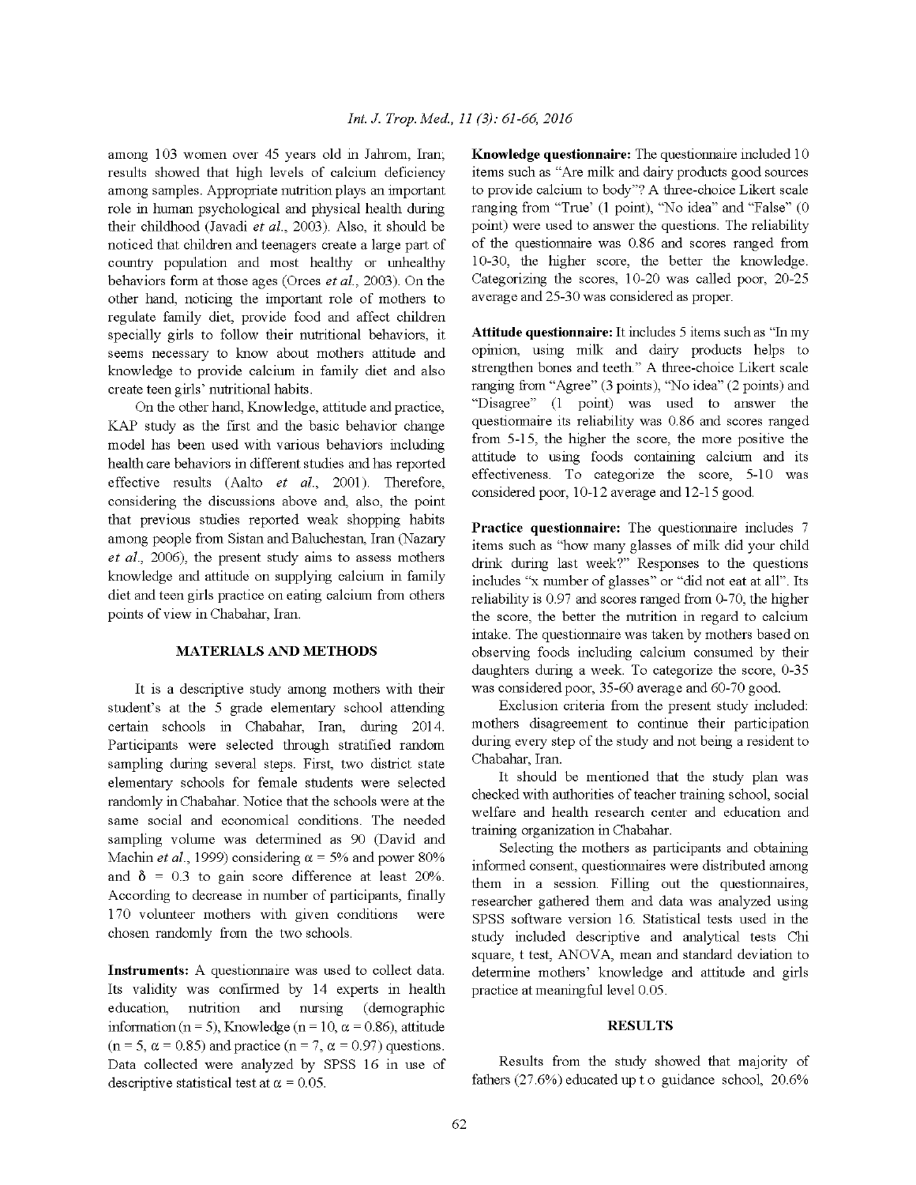among 103 women over 45 years old in Jahrom, Iran; results showed that high levels of calcium deficiency among samples. Appropriate nutrition plays an important role in human psychological and physical health during their childhood (Javadi *et al*., 2003). Also, it should be noticed that children and teenagers create a large part of country population and most healthy or unhealthy behaviors form at those ages (Orces *et al*., 2003). On the other hand, noticing the important role of mothers to regulate family diet, provide food and affect children specially girls to follow their nutritional behaviors, it seems necessary to know about mothers attitude and knowledge to provide calcium in family diet and also create teen girls' nutritional habits.

On the other hand, Knowledge, attitude and practice, KAP study as the first and the basic behavior change model has been used with various behaviors including health care behaviors in different studies and has reported effective results (Aalto *et al*., 2001). Therefore, considering the discussions above and, also, the point that previous studies reported weak shopping habits among people from Sistan and Baluchestan, Iran (Nazary *et al*., 2006), the present study aims to assess mothers knowledge and attitude on supplying calcium in family diet and teen girls practice on eating calcium from others points of view in Chabahar, Iran.

## MATERIALS AND METHODS

It is a descriptive study among mothers with their student's at the 5 grade elementary school attending certain schools in Chabahar, Iran, during 2014. Participants were selected through stratified random sampling during several steps. First, two district state elementary schools for female students were selected randomly in Chabahar. Notice that the schools were at the same social and economical conditions. The needed sampling volume was determined as 90 (David and Machin *et al*., 1999) considering $\alpha = 5\%$ and power 80% and $\delta = 0.3$ to gain score difference at least 20%. According to decrease in number of participants, finally 170 volunteer mothers with given conditions were chosen randomly from the two schools.

**Instruments:** A questionnaire was used to collect data. Its validity was confirmed by 14 experts in health education, nutrition and nursing (demographic information (n = 5), Knowledge (n = 10, $\alpha = 0.86$), attitude (n = 5, $\alpha = 0.85$) and practice (n = 7, $\alpha = 0.97$) questions. Data collected were analyzed by SPSS 16 in use of descriptive statistical test at $\alpha = 0.05$.

**Knowledge questionnaire:** The questionnaire included 10 items such as "Are milk and dairy products good sources to provide calcium to body"? A three-choice Likert scale ranging from "True' (1 point), "No idea" and "False" (0 point) were used to answer the questions. The reliability of the questionnaire was 0.86 and scores ranged from 10-30, the higher score, the better the knowledge. Categorizing the scores, 10-20 was called poor, 20-25 average and 25-30 was considered as proper.

**Attitude questionnaire:** It includes 5 items such as "In my opinion, using milk and dairy products helps to strengthen bones and teeth." A three-choice Likert scale ranging from "Agree" (3 points), "No idea" (2 points) and "Disagree" (1 point) was used to answer the questionnaire its reliability was 0.86 and scores ranged from 5-15, the higher the score, the more positive the attitude to using foods containing calcium and its effectiveness. To categorize the score, 5-10 was considered poor, 10-12 average and 12-15 good.

**Practice questionnaire:** The questionnaire includes 7 items such as "how many glasses of milk did your child drink during last week?" Responses to the questions includes "x number of glasses" or "did not eat at all". Its reliability is 0.97 and scores ranged from 0-70, the higher the score, the better the nutrition in regard to calcium intake. The questionnaire was taken by mothers based on observing foods including calcium consumed by their daughters during a week. To categorize the score, 0-35 was considered poor, 35-60 average and 60-70 good.

Exclusion criteria from the present study included: mothers disagreement to continue their participation during every step of the study and not being a resident to Chabahar, Iran.

It should be mentioned that the study plan was checked with authorities of teacher training school, social welfare and health research center and education and training organization in Chabahar.

Selecting the mothers as participants and obtaining informed consent, questionnaires were distributed among them in a session. Filling out the questionnaires, researcher gathered them and data was analyzed using SPSS software version 16. Statistical tests used in the study included descriptive and analytical tests Chi square, t test, ANOVA, mean and standard deviation to determine mothers' knowledge and attitude and girls practice at meaningful level 0.05.

## RESULTS

Results from the study showed that majority of fathers (27.6%) educated up to guidance school, 20.6%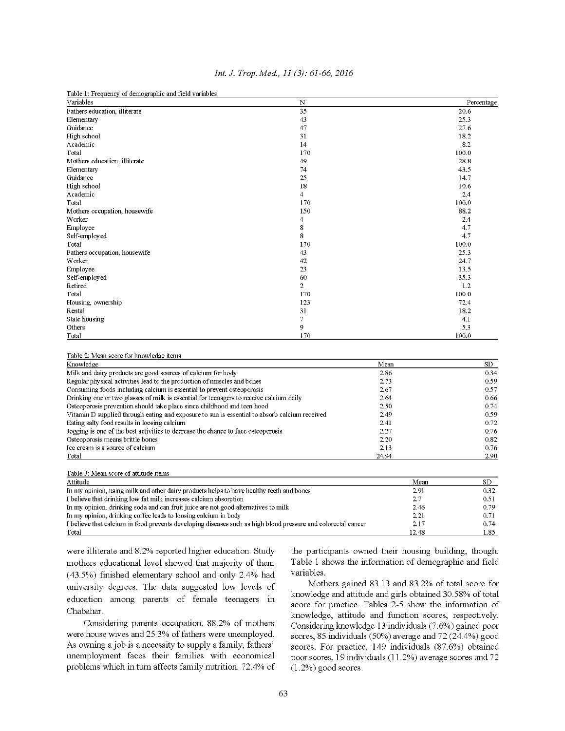Table 1: Frequency of demographic and field variables

| Variables | N | Percentage |
|---|---|---|
| Fathers education, illiterate | 35 | 20.6 |
| Elementary | 43 | 25.3 |
| Guidance | 47 | 27.6 |
| High school | 31 | 18.2 |
| Academic | 14 | 8.2 |
| Total | 170 | 100.0 |
| Mothers education, illiterate | 49 | 28.8 |
| Elementary | 74 | 43.5 |
| Guidance | 25 | 14.7 |
| High school | 18 | 10.6 |
| Academic | 4 | 2.4 |
| Total | 170 | 100.0 |
| Mothers occupation, housewife | 150 | 88.2 |
| Worker | 4 | 2.4 |
| Employee | 8 | 4.7 |
| Self-employed | 8 | 4.7 |
| Total | 170 | 100.0 |
| Fathers occupation, housewife | 43 | 25.3 |
| Worker | 42 | 24.7 |
| Employee | 23 | 13.5 |
| Self-employed | 60 | 35.3 |
| Retired | 2 | 1.2 |
| Total | 170 | 100.0 |
| Housing, ownership | 123 | 72.4 |
| Rental | 31 | 18.2 |
| State housing | 7 | 4.1 |
| Others | 9 | 5.3 |
| Total | 170 | 100.0 |

Table 2: Mean score for knowledge items

| Knowledge | Mean | SD |
|---|---|---|
| Milk and dairy products are good sources of calcium for body | 2.86 | 0.34 |
| Regular physical activities lead to the production of muscles and bones | 2.73 | 0.59 |
| Consuming foods including calcium is essential to prevent osteoporosis | 2.67 | 0.57 |
| Drinking one or two glasses of milk is essential for teenagers to receive calcium daily | 2.64 | 0.66 |
| Osteoporosis prevention should take place since childhood and teen hood | 2.50 | 0.74 |
| Vitamin D supplied through eating and exposure to sun is essential to absorb calcium received | 2.49 | 0.59 |
| Eating salty food results in loosing calcium | 2.41 | 0.72 |
| Jogging is one of the best activities to decrease the chance to face osteoporosis | 2.27 | 0.76 |
| Osteoporosis means brittle bones | 2.20 | 0.82 |
| Ice cream is a source of calcium | 2.13 | 0.76 |
| Total | 24.94 | 2.90 |

Table 3: Mean score of attitude items

| Attitude | Mean | SD |
|---|---|---|
| In my opinion, using milk and other dairy products helps to have healthy teeth and bones | 2.91 | 0.32 |
| I believe that drinking low fat milk increases calcium absorption | 2.7 | 0.51 |
| In my opinion, drinking soda and can fruit juice are not good alternatives to milk | 2.46 | 0.79 |
| In my opinion, drinking coffee leads to loosing calcium in body | 2.21 | 0.71 |
| I believe that calcium in food prevents developing diseases such as high blood pressure and colorectal cancer | 2.17 | 0.74 |
| Total | 12.48 | 1.85 |

were illiterate and 8.2% reported higher education. Study mothers educational level showed that majority of them (43.5%) finished elementary school and only 2.4% had university degrees. The data suggested low levels of education among parents of female teenagers in Chabahar.

Considering parents occupation, 88.2% of mothers were house wives and 25.3% of fathers were unemployed. As owning a job is a necessity to supply a family, fathers' unemployment faces their families with economical problems which in turn affects family nutrition. 72.4% of the participants owned their housing building, though. Table 1 shows the information of demographic and field variables.

Mothers gained 83.13 and 83.2% of total score for knowledge and attitude and girls obtained 30.58% of total score for practice. Tables 2-5 show the information of knowledge, attitude and function scores, respectively. Considering knowledge 13 individuals (7.6%) gained poor scores, 85 individuals (50%) average and 72 (24.4%) good scores. For practice, 149 individuals (87.6%) obtained poor scores, 19 individuals (11.2%) average scores and 72 (1.2%) good scores.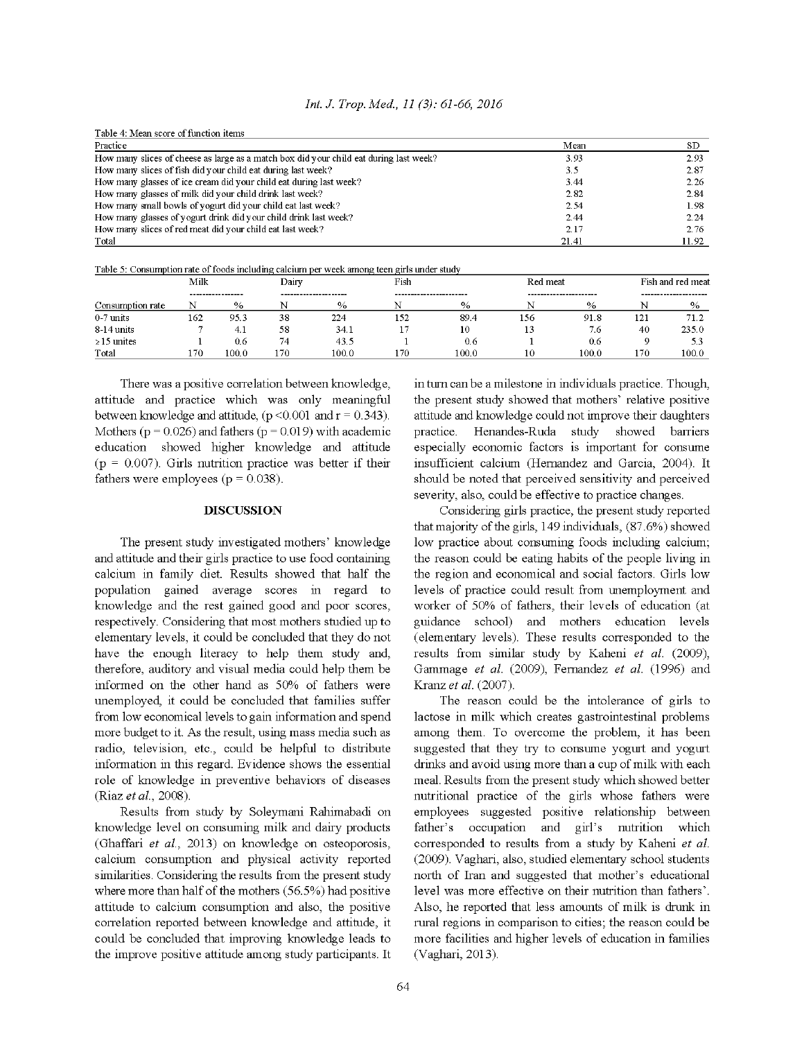Table 4: Mean score of function items

| Practice | Mean | SD |
|---|---|---|
| How many slices of cheese as large as a match box did your child eat during last week? | 3.93 | 2.93 |
| How many slices of fish did your child eat during last week? | 3.5 | 2.87 |
| How many glasses of ice cream did your child eat during last week? | 3.44 | 2.26 |
| How many glasses of milk did your child drink last week? | 2.82 | 2.84 |
| How many small bowls of yogurt did your child eat last week? | 2.54 | 1.98 |
| How many glasses of yogurt drink did your child drink last week? | 2.44 | 2.24 |
| How many slices of red meat did your child eat last week? | 2.17 | 2.76 |
| Total | 21.41 | 11.92 |

Table 5: Consumption rate of foods including calcium per week among teen girls under study

| | Milk | | Dairy | | Fish | | Red meat | | Fish and red meat | |
|---|---|---|---|---|---|---|---|---|---|---|
| Consumption rate | N | % | N | % | N | % | N | % | N | % |
| 0-7 units | 162 | 95.3 | 38 | 224 | 152 | 89.4 | 156 | 91.8 | 121 | 71.2 |
| 8-14 units | 7 | 4.1 | 58 | 34.1 | 17 | 10 | 13 | 7.6 | 40 | 235.0 |
| ≥15 unites | 1 | 0.6 | 74 | 43.5 | 1 | 0.6 | 1 | 0.6 | 9 | 5.3 |
| Total | 170 | 100.0 | 170 | 100.0 | 170 | 100.0 | 10 | 100.0 | 170 | 100.0 |

There was a positive correlation between knowledge, attitude and practice which was only meaningful between knowledge and attitude, ($p<0.001$ and $r = 0.343$). Mothers ($p = 0.026$) and fathers ($p = 0.019$) with academic education showed higher knowledge and attitude ($p = 0.007$). Girls nutrition practice was better if their fathers were employees ($p = 0.038$).

## DISCUSSION

The present study investigated mothers' knowledge and attitude and their girls practice to use food containing calcium in family diet. Results showed that half the population gained average scores in regard to knowledge and the rest gained good and poor scores, respectively. Considering that most mothers studied up to elementary levels, it could be concluded that they do not have the enough literacy to help them study and, therefore, auditory and visual media could help them be informed on the other hand as 50% of fathers were unemployed, it could be concluded that families suffer from low economical levels to gain information and spend more budget to it. As the result, using mass media such as radio, television, etc., could be helpful to distribute information in this regard. Evidence shows the essential role of knowledge in preventive behaviors of diseases (Riaz *et al.*, 2008).

Results from study by Soleymani Rahimabadi on knowledge level on consuming milk and dairy products (Ghaffari *et al.*, 2013) on knowledge on osteoporosis, calcium consumption and physical activity reported similarities. Considering the results from the present study where more than half of the mothers (56.5%) had positive attitude to calcium consumption and also, the positive correlation reported between knowledge and attitude, it could be concluded that improving knowledge leads to the improve positive attitude among study participants. It in turn can be a milestone in individuals practice. Though, the present study showed that mothers' relative positive attitude and knowledge could not improve their daughters practice. Henandes-Ruda study showed barriers especially economic factors is important for consume insufficient calcium (Hernandez and Garcia, 2004). It should be noted that perceived sensitivity and perceived severity, also, could be effective to practice changes.

Considering girls practice, the present study reported that majority of the girls, 149 individuals, (87.6%) showed low practice about consuming foods including calcium; the reason could be eating habits of the people living in the region and economical and social factors. Girls low levels of practice could result from unemployment and worker of 50% of fathers, their levels of education (at guidance school) and mothers education levels (elementary levels). These results corresponded to the results from similar study by Kaheni *et al.* (2009), Gammage *et al.* (2009), Fernandez *et al.* (1996) and Kranz *et al.* (2007).

The reason could be the intolerance of girls to lactose in milk which creates gastrointestinal problems among them. To overcome the problem, it has been suggested that they try to consume yogurt and yogurt drinks and avoid using more than a cup of milk with each meal. Results from the present study which showed better nutritional practice of the girls whose fathers were employees suggested positive relationship between father's occupation and girl's nutrition which corresponded to results from a study by Kaheni *et al.* (2009). Vaghari, also, studied elementary school students north of Iran and suggested that mother's educational level was more effective on their nutrition than fathers'. Also, he reported that less amounts of milk is drunk in rural regions in comparison to cities; the reason could be more facilities and higher levels of education in families (Vaghari, 2013).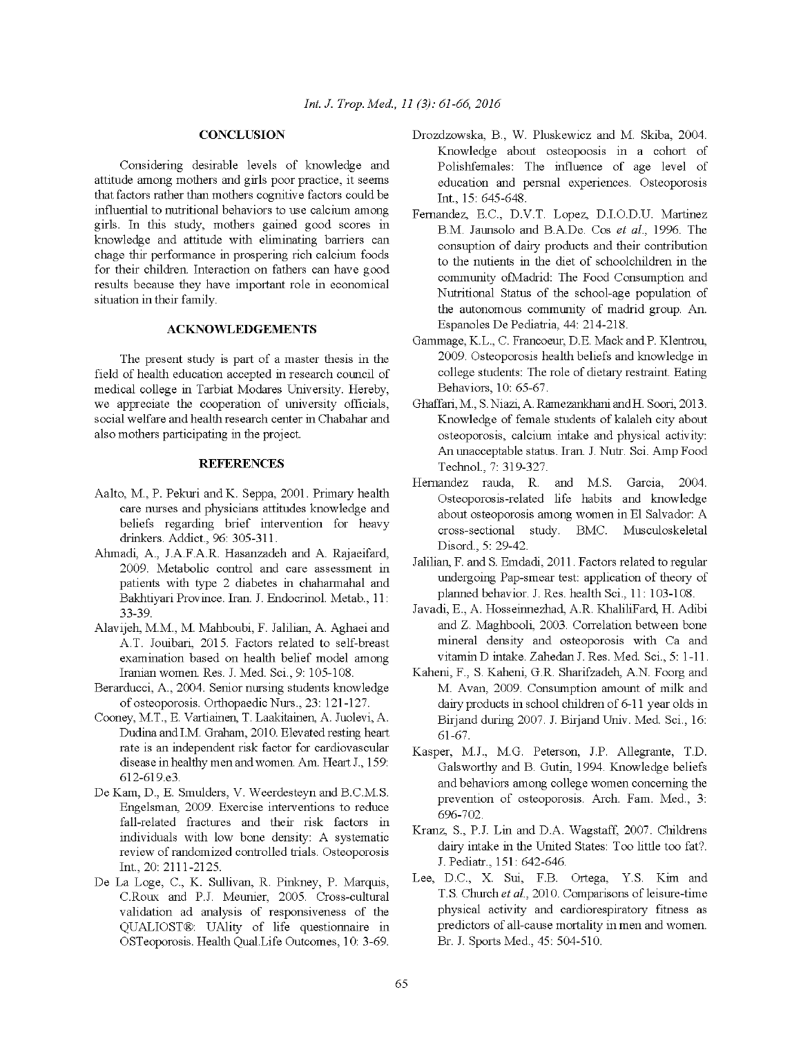## CONCLUSION

Considering desirable levels of knowledge and attitude among mothers and girls poor practice, it seems that factors rather than mothers cognitive factors could be influential to nutritional behaviors to use calcium among girls. In this study, mothers gained good scores in knowledge and attitude with eliminating barriers can chage thir performance in prospering rich calcium foods for their children. Interaction on fathers can have good results because they have important role in economical situation in their family.

## ACKNOWLEDGEMENTS

The present study is part of a master thesis in the field of health education accepted in research council of medical college in Tarbiat Modares University. Hereby, we appreciate the cooperation of university officials, social welfare and health research center in Chabahar and also mothers participating in the project.

## REFERENCES

Aalto, M., P. Pekuri and K. Seppa, 2001. Primary health care nurses and physicians attitudes knowledge and beliefs regarding brief intervention for heavy drinkers. Addict., 96: 305-311.

Ahmadi, A., J.A.F.A.R. Hasanzadeh and A. Rajaeifard, 2009. Metabolic control and care assessment in patients with type 2 diabetes in chaharmahal and Bakhtiyari Province. Iran. J. Endocrinol. Metab., 11: 33-39.

Alavijeh, M.M., M. Mahboubi, F. Jalilian, A. Aghaei and A.T. Jouibari, 2015. Factors related to self-breast examination based on health belief model among Iranian women. Res. J. Med. Sci., 9: 105-108.

Berarducci, A., 2004. Senior nursing students knowledge of osteoporosis. Orthopaedic Nurs., 23: 121-127.

Cooney, M.T., E. Vartiainen, T. Laakitainen, A. Juolevi, A. Dudina and I.M. Graham, 2010. Elevated resting heart rate is an independent risk factor for cardiovascular disease in healthy men and women. Am. Heart J., 159: 612-619.e3.

De Kam, D., E. Smulders, V. Weerdesteyn and B.C.M.S. Engelsman, 2009. Exercise interventions to reduce fall-related fractures and their risk factors in individuals with low bone density: A systematic review of randomized controlled trials. Osteoporosis Int., 20: 2111-2125.

De La Loge, C., K. Sullivan, R. Pinkney, P. Marquis, C.Roux and P.J. Meunier, 2005. Cross-cultural validation ad analysis of responsiveness of the QUALIOST®: UAlity of life questionnaire in OSTeoporosis. Health Qual.Life Outcomes, 10: 3-69.

Drozdzowska, B., W. Pluskewicz and M. Skiba, 2004. Knowledge about osteopoosis in a cohort of Polishfemales: The influence of age level of education and persnal experiences. Osteoporosis Int., 15: 645-648.

Fernandez, E.C., D.V.T. Lopez, D.I.O.D.U. Martinez B.M. Jaunsolo and B.A.De. Cos *et al*., 1996. The consuption of dairy products and their contribution to the nutients in the diet of schoolchildren in the community ofMadrid: The Food Consumption and Nutritional Status of the school-age population of the autonomous community of madrid group. An. Espanoles De Pediatria, 44: 214-218.

Gammage, K.L., C. Francoeur, D.E. Mack and P. Klentrou, 2009. Osteoporosis health beliefs and knowledge in college students: The role of dietary restraint. Eating Behaviors, 10: 65-67.

Ghaffari, M., S. Niazi, A. Ramezankhani and H. Soori, 2013. Knowledge of female students of kalaleh city about osteoporosis, calcium intake and physical activity: An unacceptable status. Iran. J. Nutr. Sci. Amp Food Technol., 7: 319-327.

Hernandez rauda, R. and M.S. Garcia, 2004. Osteoporosis-related life habits and knowledge about osteoporosis among women in El Salvador: A cross-sectional study. BMC. Musculoskeletal Disord., 5: 29-42.

Jalilian, F. and S. Emdadi, 2011. Factors related to regular undergoing Pap-smear test: application of theory of planned behavior. J. Res. health Sci., 11: 103-108.

Javadi, E., A. Hosseinnezhad, A.R. KhaliliFard, H. Adibi and Z. Maghbooli, 2003. Correlation between bone mineral density and osteoporosis with Ca and vitamin D intake. Zahedan J. Res. Med. Sci., 5: 1-11.

Kaheni, F., S. Kaheni, G.R. Sharifzadeh, A.N. Foorg and M. Avan, 2009. Consumption amount of milk and dairy products in school children of 6-11 year olds in Birjand during 2007. J. Birjand Univ. Med. Sci., 16: 61-67.

Kasper, M.J., M.G. Peterson, J.P. Allegrante, T.D. Galsworthy and B. Gutin, 1994. Knowledge beliefs and behaviors among college women concerning the prevention of osteoporosis. Arch. Fam. Med., 3: 696-702.

Kranz, S., P.J. Lin and D.A. Wagstaff, 2007. Childrens dairy intake in the United States: Too little too fat?. J. Pediatr., 151: 642-646.

Lee, D.C., X. Sui, F.B. Ortega, Y.S. Kim and T.S. Church *et al*., 2010. Comparisons of leisure-time physical activity and cardiorespiratory fitness as predictors of all-cause mortality in men and women. Br. J. Sports Med., 45: 504-510.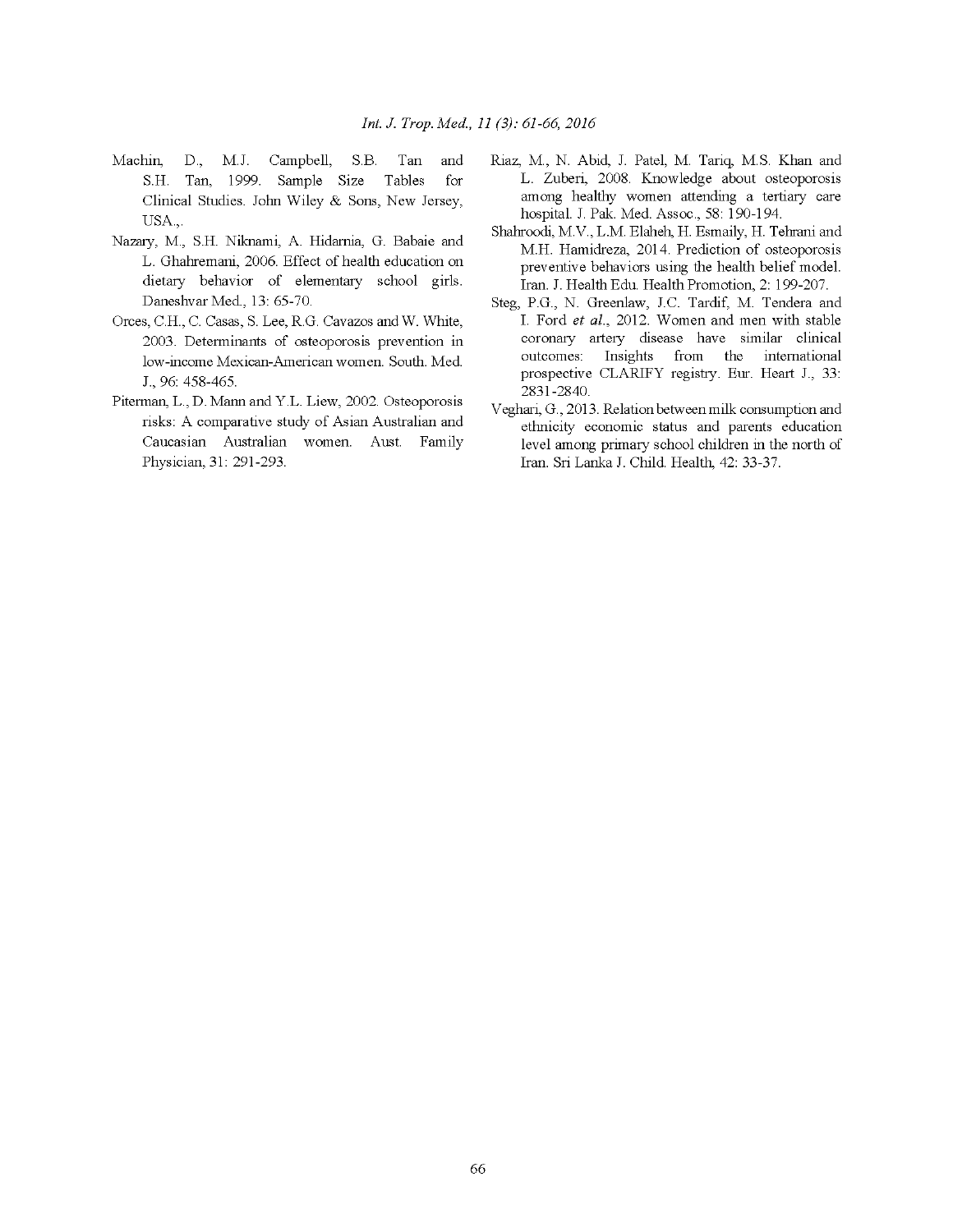Machin, D., M.J. Campbell, S.B. Tan and S.H. Tan, 1999. Sample Size Tables for Clinical Studies. John Wiley & Sons, New Jersey, USA.,.

Nazary, M., S.H. Niknami, A. Hidarnia, G. Babaie and L. Ghahremani, 2006. Effect of health education on dietary behavior of elementary school girls. Daneshvar Med., 13: 65-70.

Orces, C.H., C. Casas, S. Lee, R.G. Cavazos and W. White, 2003. Determinants of osteoporosis prevention in low-income Mexican-American women. South. Med. J., 96: 458-465.

Piterman, L., D. Mann and Y.L. Liew, 2002. Osteoporosis risks: A comparative study of Asian Australian and Caucasian Australian women. Aust. Family Physician, 31: 291-293.

Riaz, M., N. Abid, J. Patel, M. Tariq, M.S. Khan and L. Zuberi, 2008. Knowledge about osteoporosis among healthy women attending a tertiary care hospital. J. Pak. Med. Assoc., 58: 190-194.

Shahroodi, M.V., L.M. Elaheh, H. Esmaily, H. Tehrani and M.H. Hamidreza, 2014. Prediction of osteoporosis preventive behaviors using the health belief model. Iran. J. Health Edu. Health Promotion, 2: 199-207.

Steg, P.G., N. Greenlaw, J.C. Tardif, M. Tendera and I. Ford *et al*., 2012. Women and men with stable coronary artery disease have similar clinical outcomes: Insights from the international prospective CLARIFY registry. Eur. Heart J., 33: 2831-2840.

Veghari, G., 2013. Relation between milk consumption and ethnicity economic status and parents education level among primary school children in the north of Iran. Sri Lanka J. Child. Health, 42: 33-37.